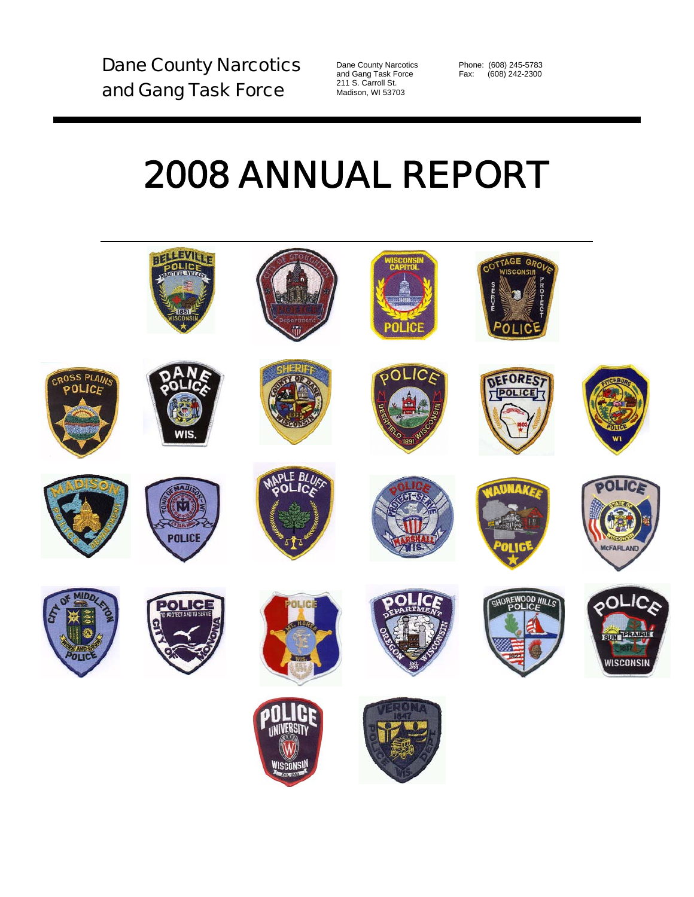Dane County Narcotics and Gang Task Force

Dane County Narcotics
and Gang Task Force
211 S. Carroll St.
Madison, WI 53703

Phone: (608) 245-5783
Fax: (608) 242-2300

# 2008 ANNUAL REPORT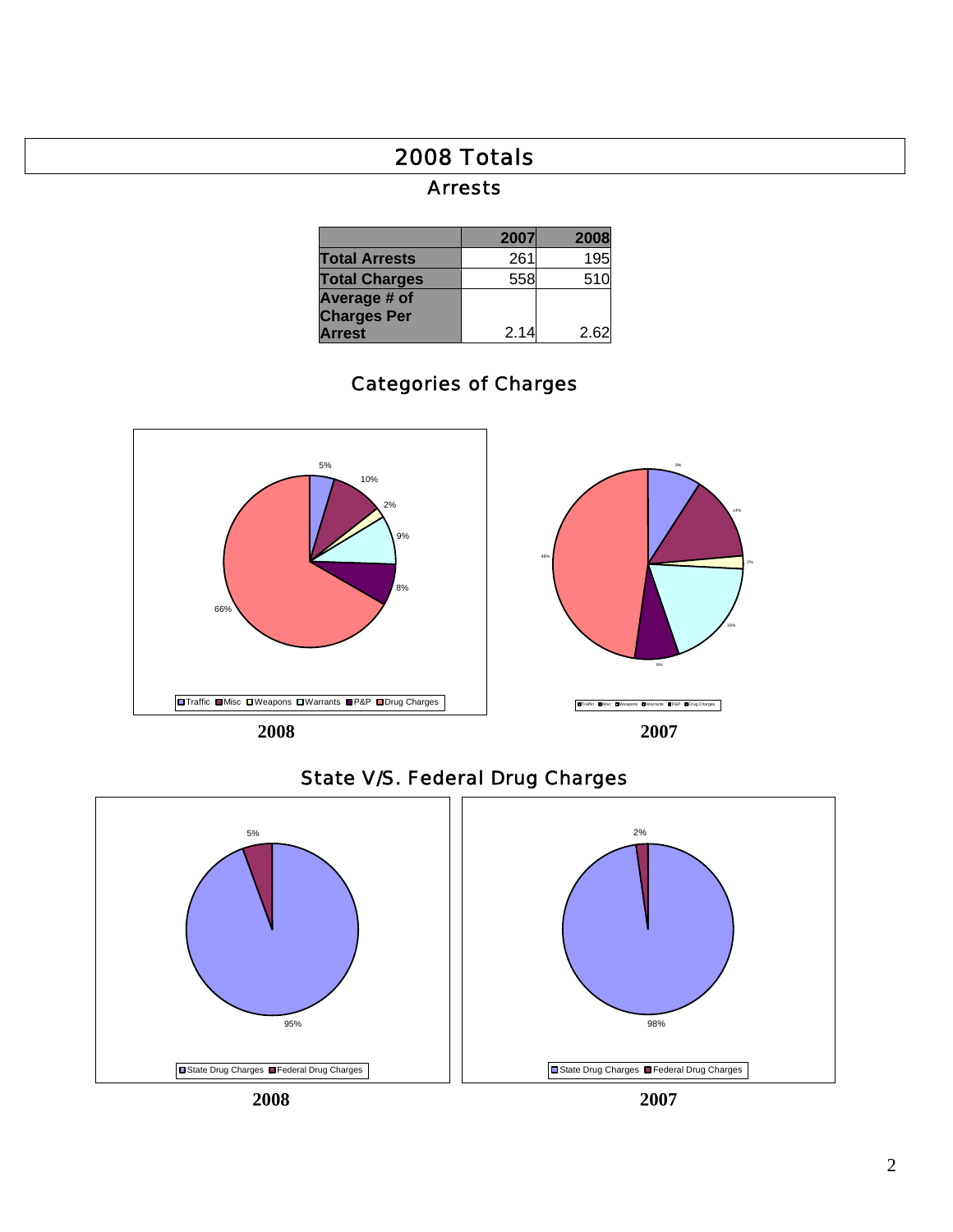# 2008 Totals

## Arrests

| | 2007 | 2008 |
|---|---|---|
| **Total Arrests** | 261 | 195 |
| **Total Charges** | 558 | 510 |
| **Average # of Charges Per Arrest** | 2.14 | 2.62 |

## Categories of Charges

5%
10%
2%
9%
8%
66%

Traffic Misc Weapons Warrants P&P Drug Charges

**2008**

9%
14%
2%
19%
8%
48%

Traffic Misc Weapons Warrants P&P Drug Charges

**2007**

## State V/S. Federal Drug Charges

5%
95%

State Drug Charges Federal Drug Charges

**2008**

2%
98%

State Drug Charges Federal Drug Charges

**2007**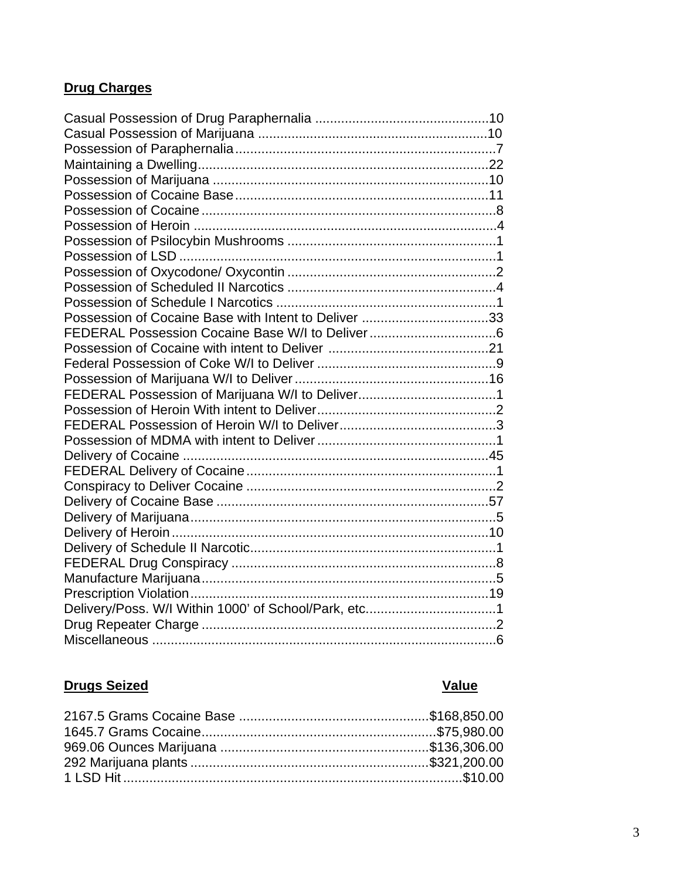## Drug Charges

| Charge | Count |
| --- | --- |
| Casual Possession of Drug Paraphernalia | 10 |
| Casual Possession of Marijuana | 10 |
| Possession of Paraphernalia | 7 |
| Maintaining a Dwelling | 22 |
| Possession of Marijuana | 10 |
| Possession of Cocaine Base | 11 |
| Possession of Cocaine | 8 |
| Possession of Heroin | 4 |
| Possession of Psilocybin Mushrooms | 1 |
| Possession of LSD | 1 |
| Possession of Oxycodone/ Oxycontin | 2 |
| Possession of Scheduled II Narcotics | 4 |
| Possession of Schedule I Narcotics | 1 |
| Possession of Cocaine Base with Intent to Deliver | 33 |
| FEDERAL Possession Cocaine Base W/I to Deliver | 6 |
| Possession of Cocaine with intent to Deliver | 21 |
| Federal Possession of Coke W/I to Deliver | 9 |
| Possession of Marijuana W/I to Deliver | 16 |
| FEDERAL Possession of Marijuana W/I to Deliver | 1 |
| Possession of Heroin With intent to Deliver | 2 |
| FEDERAL Possession of Heroin W/I to Deliver | 3 |
| Possession of MDMA with intent to Deliver | 1 |
| Delivery of Cocaine | 45 |
| FEDERAL Delivery of Cocaine | 1 |
| Conspiracy to Deliver Cocaine | 2 |
| Delivery of Cocaine Base | 57 |
| Delivery of Marijuana | 5 |
| Delivery of Heroin | 10 |
| Delivery of Schedule II Narcotic | 1 |
| FEDERAL Drug Conspiracy | 8 |
| Manufacture Marijuana | 5 |
| Prescription Violation | 19 |
| Delivery/Poss. W/I Within 1000' of School/Park, etc. | 1 |
| Drug Repeater Charge | 2 |
| Miscellaneous | 6 |

| Drugs Seized | Value |
| --- | --- |
| 2167.5 Grams Cocaine Base | $168,850.00 |
| 1645.7 Grams Cocaine | $75,980.00 |
| 969.06 Ounces Marijuana | $136,306.00 |
| 292 Marijuana plants | $321,200.00 |
| 1 LSD Hit | $10.00 |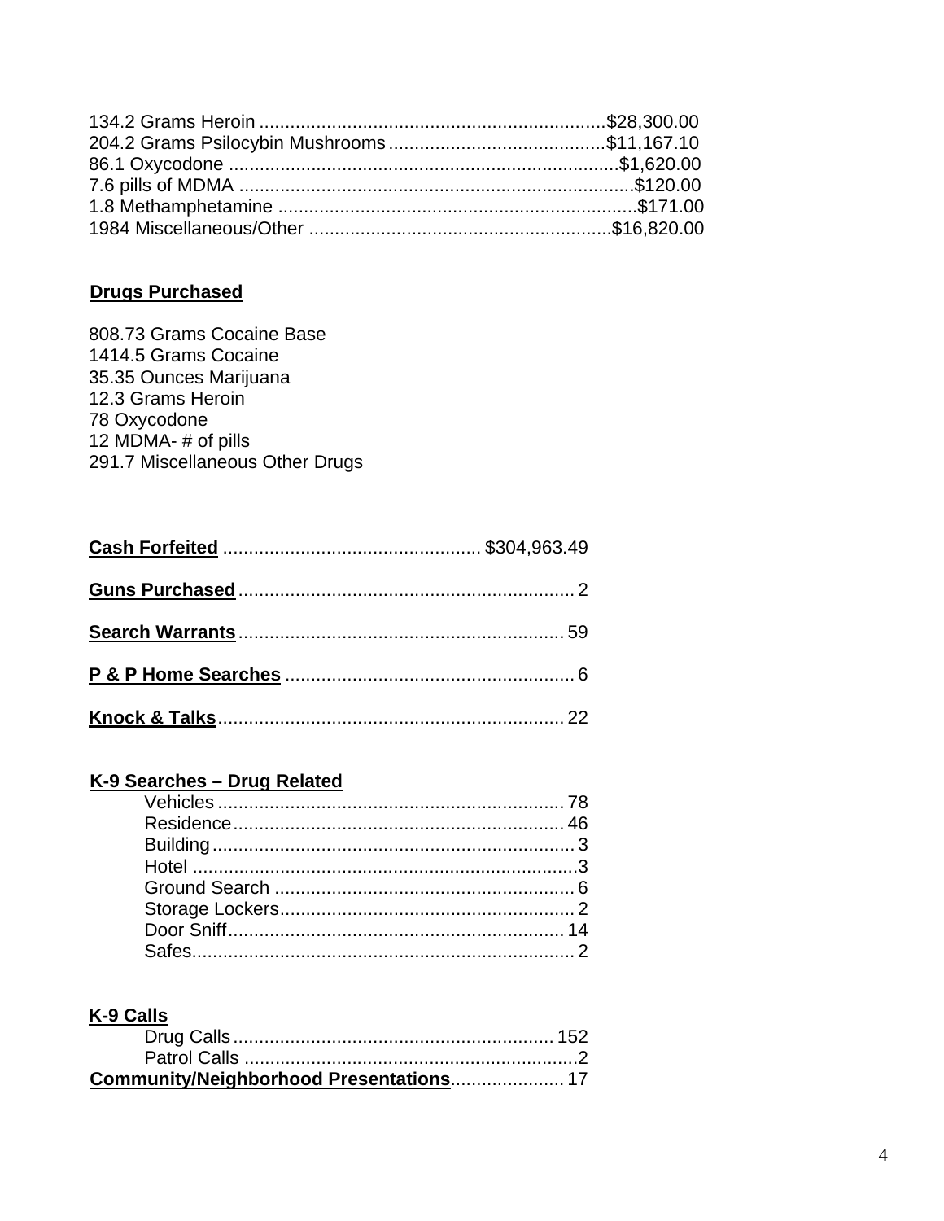134.2 Grams Heroin ..................................................................$28,300.00
204.2 Grams Psilocybin Mushrooms..........................................$11,167.10
86.1 Oxycodone ...........................................................................$1,620.00
7.6 pills of MDMA ............................................................................$120.00
1.8 Methamphetamine ....................................................................$171.00
1984 Miscellaneous/Other ..........................................................$16,820.00

**Drugs Purchased**

808.73 Grams Cocaine Base
1414.5 Grams Cocaine
35.35 Ounces Marijuana
12.3 Grams Heroin
78 Oxycodone
12 MDMA- # of pills
291.7 Miscellaneous Other Drugs

**Cash Forfeited** ................................................ $304,963.49

**Guns Purchased** ................................................................ 2

**Search Warrants** .............................................................. 59

**P & P Home Searches** ....................................................... 6

**Knock & Talks** .................................................................. 22

**K-9 Searches – Drug Related**

- Vehicles .................................................................. 78
- Residence ................................................................ 46
- Building ..................................................................... 3
- Hotel .......................................................................... 3
- Ground Search .......................................................... 6
- Storage Lockers ......................................................... 2
- Door Sniff ................................................................. 14
- Safes .......................................................................... 2

**K-9 Calls**

- Drug Calls ............................................................. 152
- Patrol Calls ................................................................ 2

**Community/Neighborhood Presentations** ..................... 17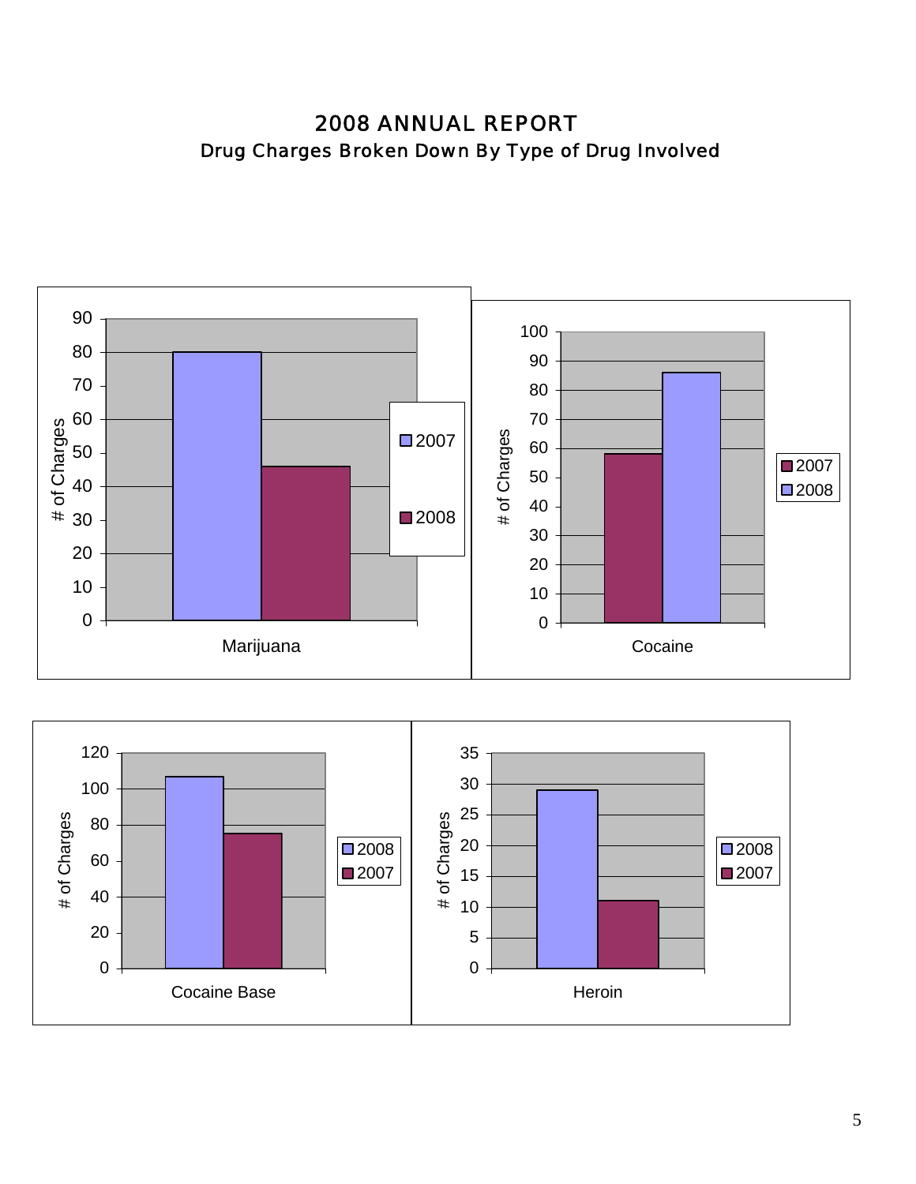# 2008 ANNUAL REPORT

## Drug Charges Broken Down By Type of Drug Involved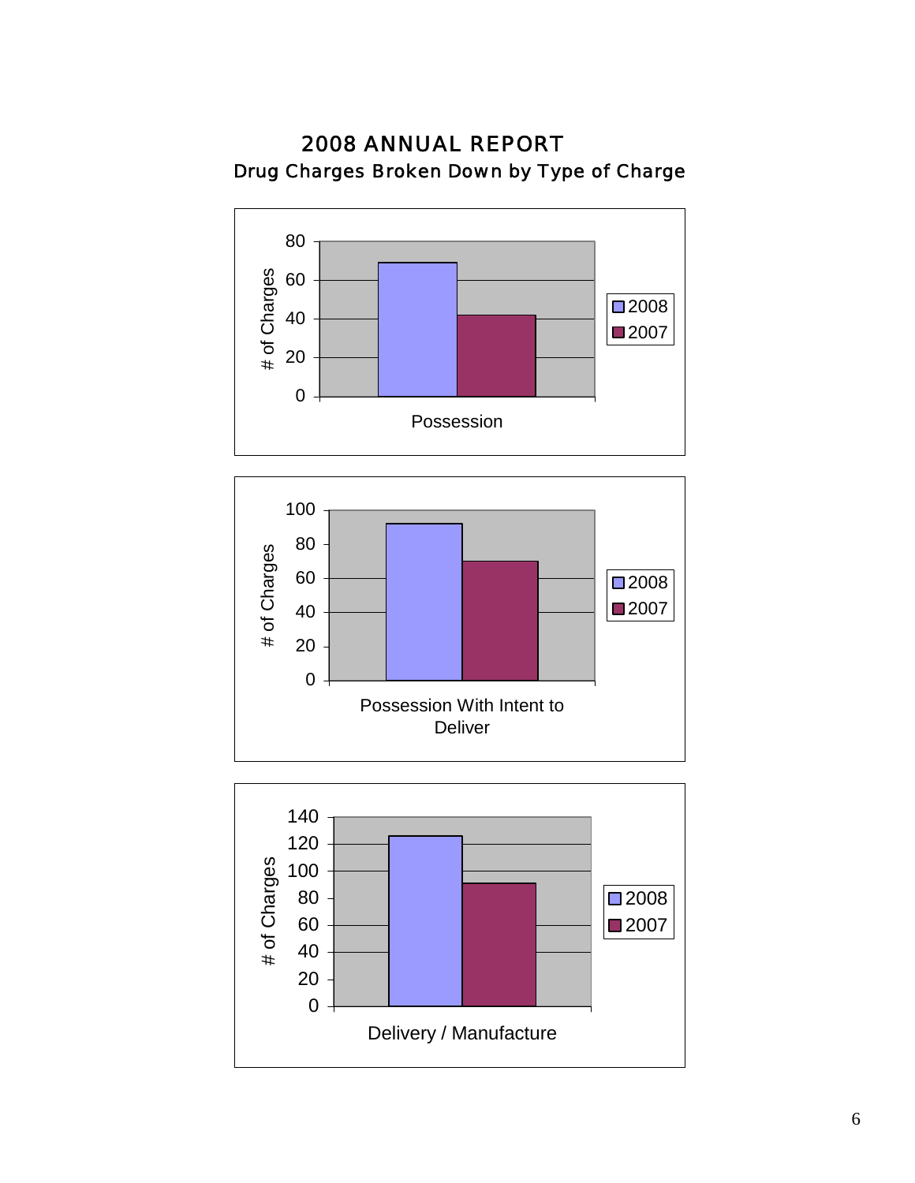# 2008 ANNUAL REPORT

## Drug Charges Broken Down by Type of Charge

80
60
40
20
0

# of Charges

Possession

2008
2007

100
80
60
40
20
0

# of Charges

Possession With Intent to Deliver

2008
2007

140
120
100
80
60
40
20
0

# of Charges

Delivery / Manufacture

2008
2007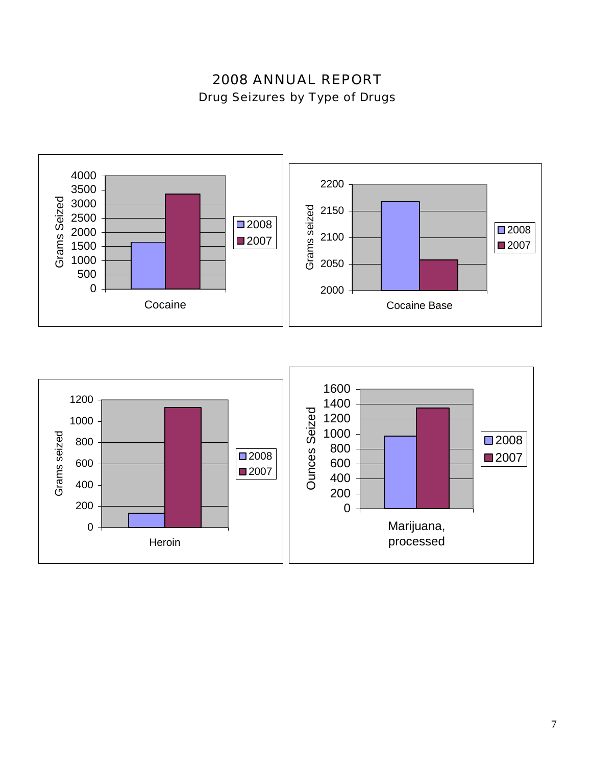# 2008 ANNUAL REPORT

## Drug Seizures by Type of Drugs

Grams Seized

4000
3500
3000
2500
2000
1500
1000
500
0

Cocaine

2008
2007

Grams seized

2200
2150
2100
2050
2000

Cocaine Base

2008
2007

Grams seized

1200
1000
800
600
400
200
0

Heroin

2008
2007

Ounces Seized

1600
1400
1200
1000
800
600
400
200
0

Marijuana, processed

2008
2007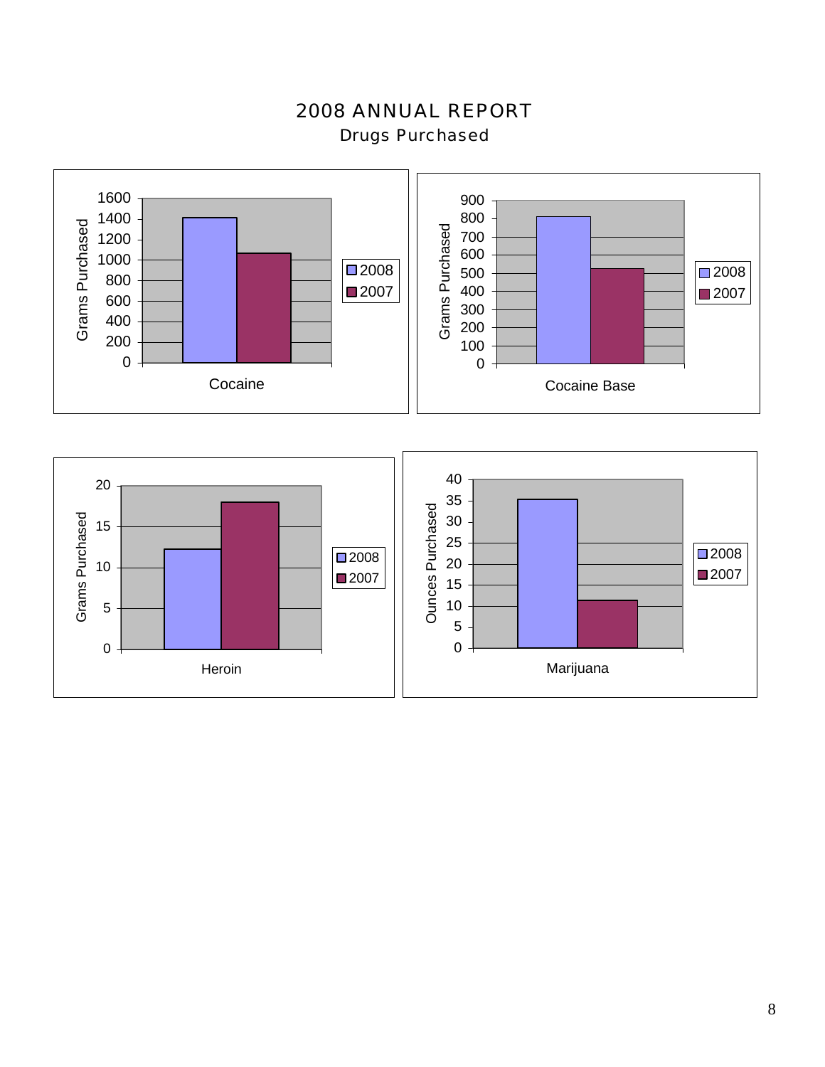# 2008 ANNUAL REPORT

## Drugs Purchased

Grams Purchased
1600
1400
1200
1000
800
600
400
200
0
Cocaine
2008
2007

Grams Purchased
900
800
700
600
500
400
300
200
100
0
Cocaine Base
2008
2007

Grams Purchased
20
15
10
5
0
Heroin
2008
2007

Ounces Purchased
40
35
30
25
20
15
10
5
0
Marijuana
2008
2007